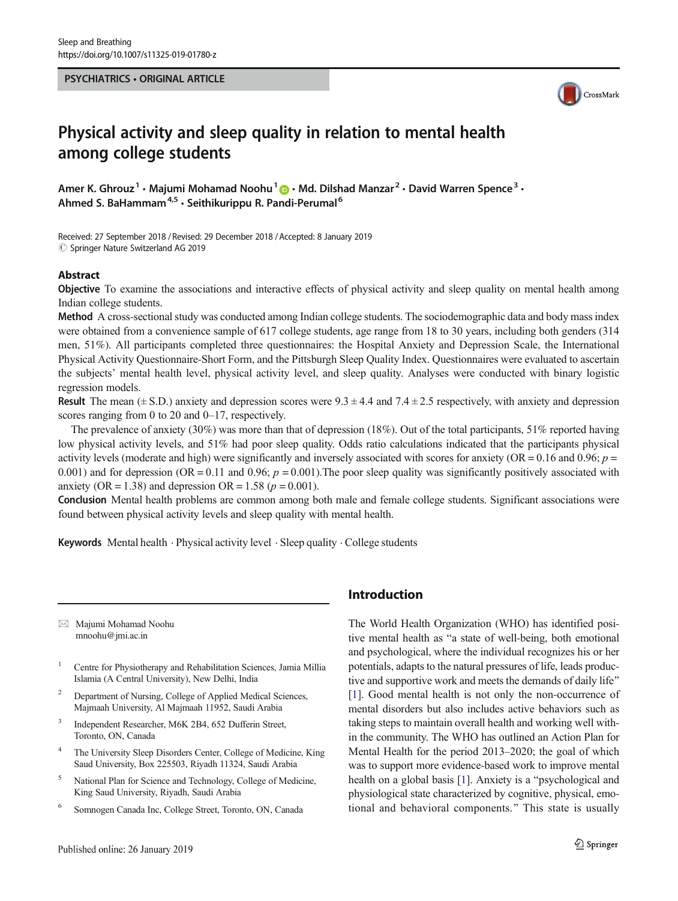PSYCHIATRICS • ORIGINAL ARTICLE

# Physical activity and sleep quality in relation to mental health among college students

Amer K. Ghrouz[1] · Majumi Mohamad Noohu[1] · Md. Dilshad Manzar[2] · David Warren Spence[3] · Ahmed S. BaHammam[4,5] · Seithikurippu R. Pandi-Perumal[6]

Received: 27 September 2018 / Revised: 29 December 2018 / Accepted: 8 January 2019
© Springer Nature Switzerland AG 2019

## Abstract

**Objective** To examine the associations and interactive effects of physical activity and sleep quality on mental health among Indian college students.

**Method** A cross-sectional study was conducted among Indian college students. The sociodemographic data and body mass index were obtained from a convenience sample of 617 college students, age range from 18 to 30 years, including both genders (314 men, 51%). All participants completed three questionnaires: the Hospital Anxiety and Depression Scale, the International Physical Activity Questionnaire-Short Form, and the Pittsburgh Sleep Quality Index. Questionnaires were evaluated to ascertain the subjects' mental health level, physical activity level, and sleep quality. Analyses were conducted with binary logistic regression models.

**Result** The mean (± S.D.) anxiety and depression scores were 9.3 ± 4.4 and 7.4 ± 2.5 respectively, with anxiety and depression scores ranging from 0 to 20 and 0–17, respectively.

The prevalence of anxiety (30%) was more than that of depression (18%). Out of the total participants, 51% reported having low physical activity levels, and 51% had poor sleep quality. Odds ratio calculations indicated that the participants physical activity levels (moderate and high) were significantly and inversely associated with scores for anxiety (OR = 0.16 and 0.96; $p$ = 0.001) and for depression (OR = 0.11 and 0.96; $p$ = 0.001).The poor sleep quality was significantly positively associated with anxiety (OR = 1.38) and depression OR = 1.58 ($p$ = 0.001).

**Conclusion** Mental health problems are common among both male and female college students. Significant associations were found between physical activity levels and sleep quality with mental health.

**Keywords** Mental health · Physical activity level · Sleep quality · College students

## Introduction

The World Health Organization (WHO) has identified positive mental health as "a state of well-being, both emotional and psychological, where the individual recognizes his or her potentials, adapts to the natural pressures of life, leads productive and supportive work and meets the demands of daily life" [1]. Good mental health is not only the non-occurrence of mental disorders but also includes active behaviors such as taking steps to maintain overall health and working well within the community. The WHO has outlined an Action Plan for Mental Health for the period 2013–2020; the goal of which was to support more evidence-based work to improve mental health on a global basis [1]. Anxiety is a "psychological and physiological state characterized by cognitive, physical, emotional and behavioral components." This state is usually

✉ Majumi Mohamad Noohu
mnoohu@jmi.ac.in

1 Centre for Physiotherapy and Rehabilitation Sciences, Jamia Millia Islamia (A Central University), New Delhi, India

2 Department of Nursing, College of Applied Medical Sciences, Majmaah University, Al Majmaah 11952, Saudi Arabia

3 Independent Researcher, M6K 2B4, 652 Dufferin Street, Toronto, ON, Canada

4 The University Sleep Disorders Center, College of Medicine, King Saud University, Box 225503, Riyadh 11324, Saudi Arabia

5 National Plan for Science and Technology, College of Medicine, King Saud University, Riyadh, Saudi Arabia

6 Somnogen Canada Inc, College Street, Toronto, ON, Canada

Published online: 26 January 2019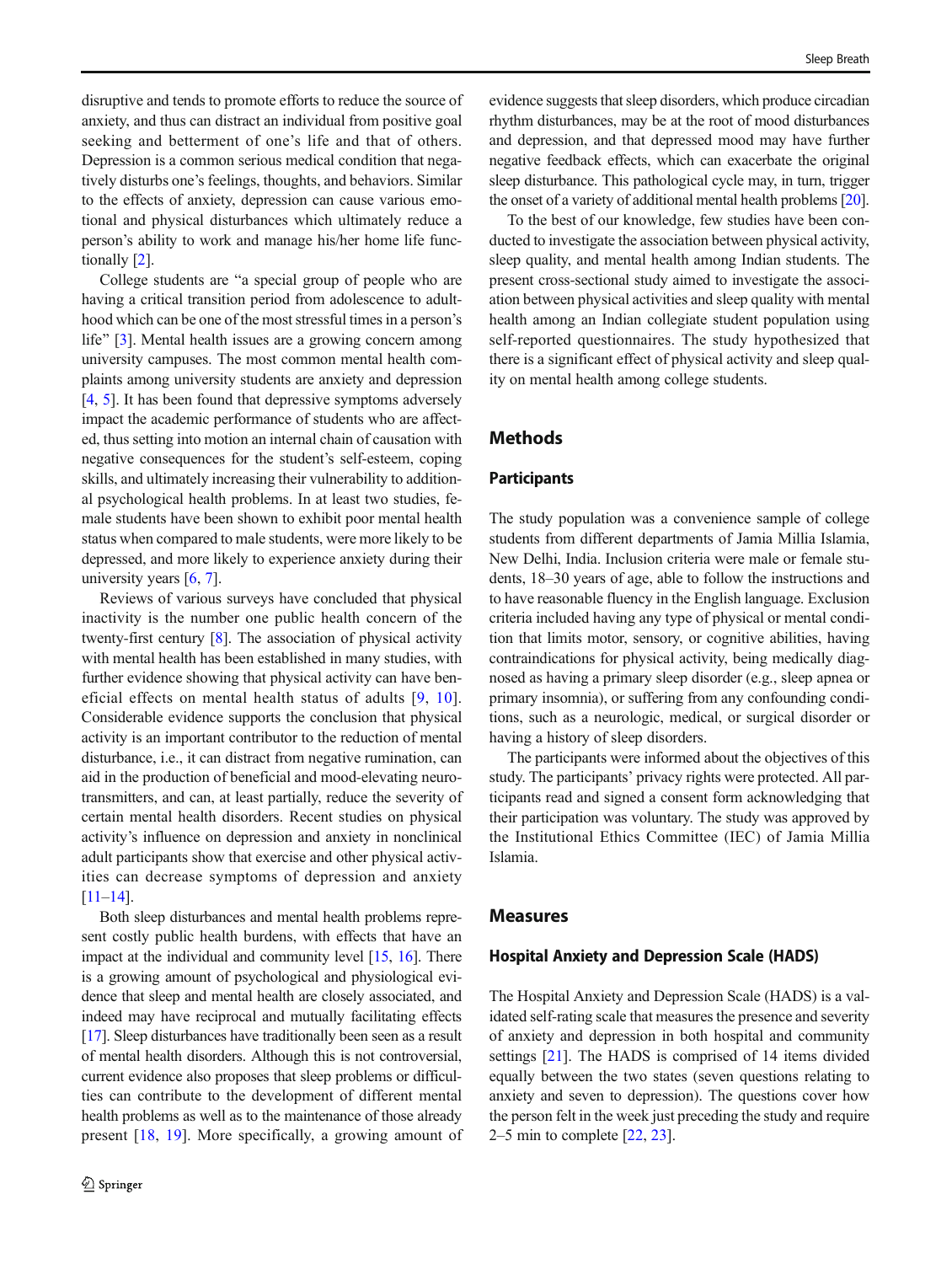disruptive and tends to promote efforts to reduce the source of anxiety, and thus can distract an individual from positive goal seeking and betterment of one's life and that of others. Depression is a common serious medical condition that negatively disturbs one's feelings, thoughts, and behaviors. Similar to the effects of anxiety, depression can cause various emotional and physical disturbances which ultimately reduce a person's ability to work and manage his/her home life functionally [2].

College students are "a special group of people who are having a critical transition period from adolescence to adulthood which can be one of the most stressful times in a person's life" [3]. Mental health issues are a growing concern among university campuses. The most common mental health complaints among university students are anxiety and depression [4, 5]. It has been found that depressive symptoms adversely impact the academic performance of students who are affected, thus setting into motion an internal chain of causation with negative consequences for the student's self-esteem, coping skills, and ultimately increasing their vulnerability to additional psychological health problems. In at least two studies, female students have been shown to exhibit poor mental health status when compared to male students, were more likely to be depressed, and more likely to experience anxiety during their university years [6, 7].

Reviews of various surveys have concluded that physical inactivity is the number one public health concern of the twenty-first century [8]. The association of physical activity with mental health has been established in many studies, with further evidence showing that physical activity can have beneficial effects on mental health status of adults [9, 10]. Considerable evidence supports the conclusion that physical activity is an important contributor to the reduction of mental disturbance, i.e., it can distract from negative rumination, can aid in the production of beneficial and mood-elevating neurotransmitters, and can, at least partially, reduce the severity of certain mental health disorders. Recent studies on physical activity's influence on depression and anxiety in nonclinical adult participants show that exercise and other physical activities can decrease symptoms of depression and anxiety [11–14].

Both sleep disturbances and mental health problems represent costly public health burdens, with effects that have an impact at the individual and community level [15, 16]. There is a growing amount of psychological and physiological evidence that sleep and mental health are closely associated, and indeed may have reciprocal and mutually facilitating effects [17]. Sleep disturbances have traditionally been seen as a result of mental health disorders. Although this is not controversial, current evidence also proposes that sleep problems or difficulties can contribute to the development of different mental health problems as well as to the maintenance of those already present [18, 19]. More specifically, a growing amount of evidence suggests that sleep disorders, which produce circadian rhythm disturbances, may be at the root of mood disturbances and depression, and that depressed mood may have further negative feedback effects, which can exacerbate the original sleep disturbance. This pathological cycle may, in turn, trigger the onset of a variety of additional mental health problems [20].

To the best of our knowledge, few studies have been conducted to investigate the association between physical activity, sleep quality, and mental health among Indian students. The present cross-sectional study aimed to investigate the association between physical activities and sleep quality with mental health among an Indian collegiate student population using self-reported questionnaires. The study hypothesized that there is a significant effect of physical activity and sleep quality on mental health among college students.

## Methods

### Participants

The study population was a convenience sample of college students from different departments of Jamia Millia Islamia, New Delhi, India. Inclusion criteria were male or female students, 18–30 years of age, able to follow the instructions and to have reasonable fluency in the English language. Exclusion criteria included having any type of physical or mental condition that limits motor, sensory, or cognitive abilities, having contraindications for physical activity, being medically diagnosed as having a primary sleep disorder (e.g., sleep apnea or primary insomnia), or suffering from any confounding conditions, such as a neurologic, medical, or surgical disorder or having a history of sleep disorders.

The participants were informed about the objectives of this study. The participants' privacy rights were protected. All participants read and signed a consent form acknowledging that their participation was voluntary. The study was approved by the Institutional Ethics Committee (IEC) of Jamia Millia Islamia.

## Measures

### Hospital Anxiety and Depression Scale (HADS)

The Hospital Anxiety and Depression Scale (HADS) is a validated self-rating scale that measures the presence and severity of anxiety and depression in both hospital and community settings [21]. The HADS is comprised of 14 items divided equally between the two states (seven questions relating to anxiety and seven to depression). The questions cover how the person felt in the week just preceding the study and require 2–5 min to complete [22, 23].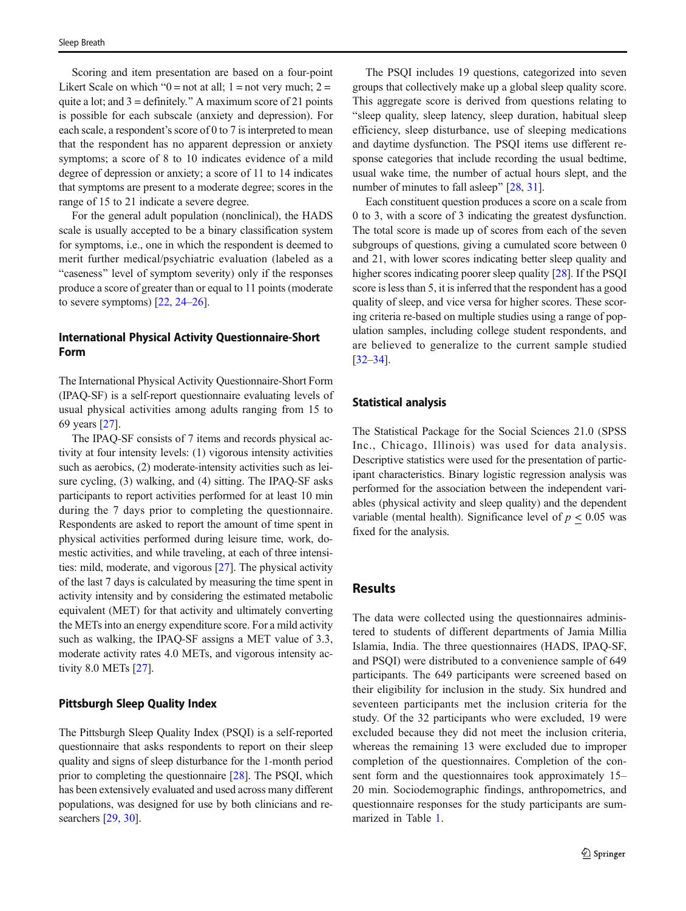Scoring and item presentation are based on a four-point Likert Scale on which "0 = not at all; 1 = not very much; 2 = quite a lot; and 3 = definitely." A maximum score of 21 points is possible for each subscale (anxiety and depression). For each scale, a respondent's score of 0 to 7 is interpreted to mean that the respondent has no apparent depression or anxiety symptoms; a score of 8 to 10 indicates evidence of a mild degree of depression or anxiety; a score of 11 to 14 indicates that symptoms are present to a moderate degree; scores in the range of 15 to 21 indicate a severe degree.

For the general adult population (nonclinical), the HADS scale is usually accepted to be a binary classification system for symptoms, i.e., one in which the respondent is deemed to merit further medical/psychiatric evaluation (labeled as a "caseness" level of symptom severity) only if the responses produce a score of greater than or equal to 11 points (moderate to severe symptoms) [22, 24–26].

### International Physical Activity Questionnaire-Short Form

The International Physical Activity Questionnaire-Short Form (IPAQ-SF) is a self-report questionnaire evaluating levels of usual physical activities among adults ranging from 15 to 69 years [27].

The IPAQ-SF consists of 7 items and records physical activity at four intensity levels: (1) vigorous intensity activities such as aerobics, (2) moderate-intensity activities such as leisure cycling, (3) walking, and (4) sitting. The IPAQ-SF asks participants to report activities performed for at least 10 min during the 7 days prior to completing the questionnaire. Respondents are asked to report the amount of time spent in physical activities performed during leisure time, work, domestic activities, and while traveling, at each of three intensities: mild, moderate, and vigorous [27]. The physical activity of the last 7 days is calculated by measuring the time spent in activity intensity and by considering the estimated metabolic equivalent (MET) for that activity and ultimately converting the METs into an energy expenditure score. For a mild activity such as walking, the IPAQ-SF assigns a MET value of 3.3, moderate activity rates 4.0 METs, and vigorous intensity activity 8.0 METs [27].

### Pittsburgh Sleep Quality Index

The Pittsburgh Sleep Quality Index (PSQI) is a self-reported questionnaire that asks respondents to report on their sleep quality and signs of sleep disturbance for the 1-month period prior to completing the questionnaire [28]. The PSQI, which has been extensively evaluated and used across many different populations, was designed for use by both clinicians and researchers [29, 30].

The PSQI includes 19 questions, categorized into seven groups that collectively make up a global sleep quality score. This aggregate score is derived from questions relating to "sleep quality, sleep latency, sleep duration, habitual sleep efficiency, sleep disturbance, use of sleeping medications and daytime dysfunction. The PSQI items use different response categories that include recording the usual bedtime, usual wake time, the number of actual hours slept, and the number of minutes to fall asleep" [28, 31].

Each constituent question produces a score on a scale from 0 to 3, with a score of 3 indicating the greatest dysfunction. The total score is made up of scores from each of the seven subgroups of questions, giving a cumulated score between 0 and 21, with lower scores indicating better sleep quality and higher scores indicating poorer sleep quality [28]. If the PSQI score is less than 5, it is inferred that the respondent has a good quality of sleep, and vice versa for higher scores. These scoring criteria re-based on multiple studies using a range of population samples, including college student respondents, and are believed to generalize to the current sample studied [32–34].

### Statistical analysis

The Statistical Package for the Social Sciences 21.0 (SPSS Inc., Chicago, Illinois) was used for data analysis. Descriptive statistics were used for the presentation of participant characteristics. Binary logistic regression analysis was performed for the association between the independent variables (physical activity and sleep quality) and the dependent variable (mental health). Significance level of $p \leq 0.05$ was fixed for the analysis.

## Results

The data were collected using the questionnaires administered to students of different departments of Jamia Millia Islamia, India. The three questionnaires (HADS, IPAQ-SF, and PSQI) were distributed to a convenience sample of 649 participants. The 649 participants were screened based on their eligibility for inclusion in the study. Six hundred and seventeen participants met the inclusion criteria for the study. Of the 32 participants who were excluded, 19 were excluded because they did not meet the inclusion criteria, whereas the remaining 13 were excluded due to improper completion of the questionnaires. Completion of the consent form and the questionnaires took approximately 15–20 min. Sociodemographic findings, anthropometrics, and questionnaire responses for the study participants are summarized in Table 1.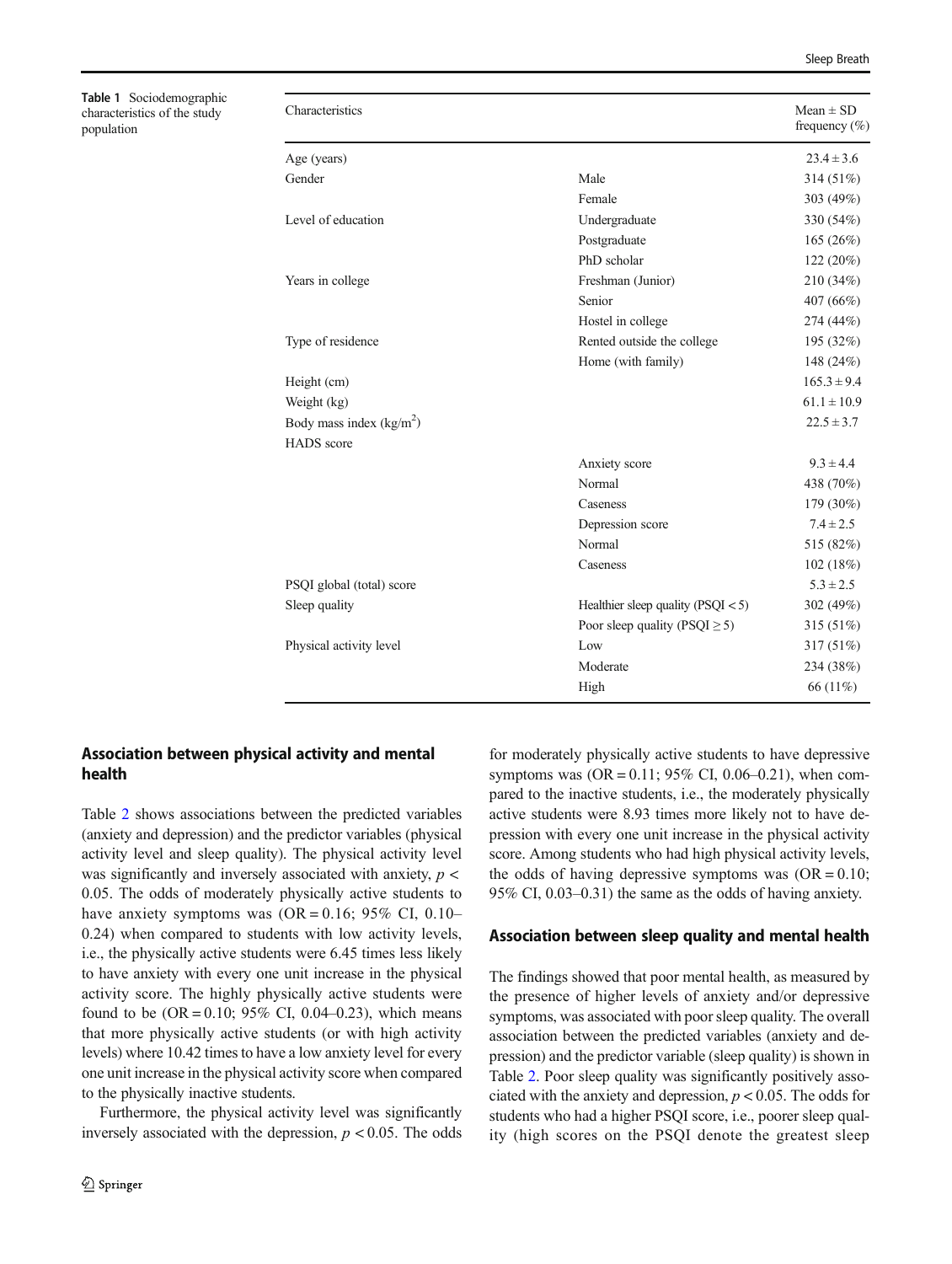**Table 1** Sociodemographic characteristics of the study population

| Characteristics | | Mean ± SD frequency (%) |
|---|---|---|
| Age (years) | | 23.4 ± 3.6 |
| Gender | Male | 314 (51%) |
| | Female | 303 (49%) |
| Level of education | Undergraduate | 330 (54%) |
| | Postgraduate | 165 (26%) |
| | PhD scholar | 122 (20%) |
| Years in college | Freshman (Junior) | 210 (34%) |
| | Senior | 407 (66%) |
| | Hostel in college | 274 (44%) |
| Type of residence | Rented outside the college | 195 (32%) |
| | Home (with family) | 148 (24%) |
| Height (cm) | | 165.3 ± 9.4 |
| Weight (kg) | | 61.1 ± 10.9 |
| Body mass index (kg/m$^2$) | | 22.5 ± 3.7 |
| HADS score | | |
| | Anxiety score | 9.3 ± 4.4 |
| | Normal | 438 (70%) |
| | Caseness | 179 (30%) |
| | Depression score | 7.4 ± 2.5 |
| | Normal | 515 (82%) |
| | Caseness | 102 (18%) |
| PSQI global (total) score | | 5.3 ± 2.5 |
| Sleep quality | Healthier sleep quality (PSQI < 5) | 302 (49%) |
| | Poor sleep quality (PSQI ≥ 5) | 315 (51%) |
| Physical activity level | Low | 317 (51%) |
| | Moderate | 234 (38%) |
| | High | 66 (11%) |

## Association between physical activity and mental health

Table 2 shows associations between the predicted variables (anxiety and depression) and the predictor variables (physical activity level and sleep quality). The physical activity level was significantly and inversely associated with anxiety, $p < 0.05$. The odds of moderately physically active students to have anxiety symptoms was (OR = 0.16; 95% CI, 0.10–0.24) when compared to students with low activity levels, i.e., the physically active students were 6.45 times less likely to have anxiety with every one unit increase in the physical activity score. The highly physically active students were found to be (OR = 0.10; 95% CI, 0.04–0.23), which means that more physically active students (or with high activity levels) where 10.42 times to have a low anxiety level for every one unit increase in the physical activity score when compared to the physically inactive students.

Furthermore, the physical activity level was significantly inversely associated with the depression, $p < 0.05$. The odds for moderately physically active students to have depressive symptoms was (OR = 0.11; 95% CI, 0.06–0.21), when compared to the inactive students, i.e., the moderately physically active students were 8.93 times more likely not to have depression with every one unit increase in the physical activity score. Among students who had high physical activity levels, the odds of having depressive symptoms was (OR = 0.10; 95% CI, 0.03–0.31) the same as the odds of having anxiety.

## Association between sleep quality and mental health

The findings showed that poor mental health, as measured by the presence of higher levels of anxiety and/or depressive symptoms, was associated with poor sleep quality. The overall association between the predicted variables (anxiety and depression) and the predictor variable (sleep quality) is shown in Table 2. Poor sleep quality was significantly positively associated with the anxiety and depression, $p < 0.05$. The odds for students who had a higher PSQI score, i.e., poorer sleep quality (high scores on the PSQI denote the greatest sleep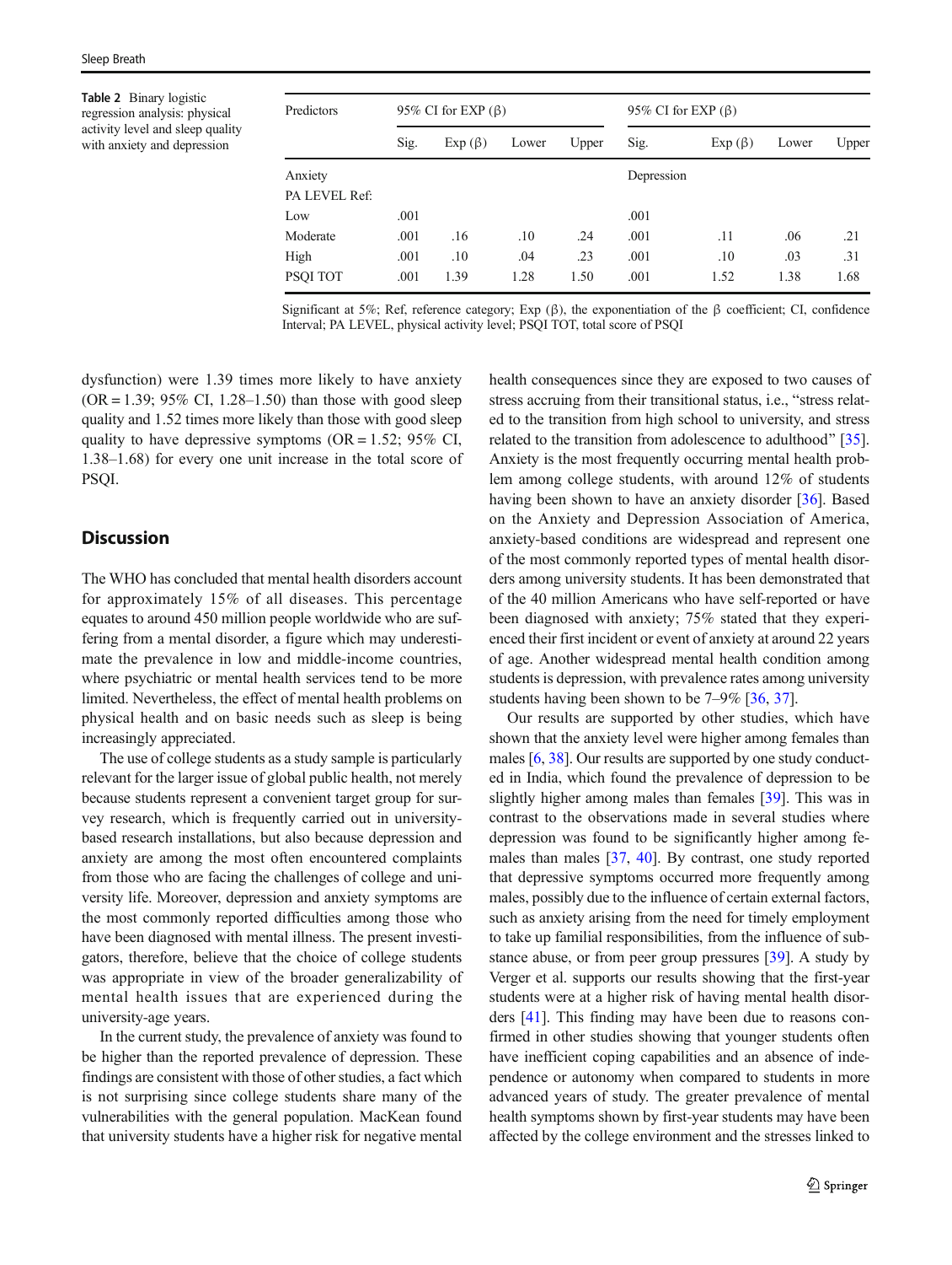**Table 2** Binary logistic regression analysis: physical activity level and sleep quality with anxiety and depression

| Predictors | 95% CI for EXP (β) | | | | 95% CI for EXP (β) | | | |
|---|---|---|---|---|---|---|---|---|
| | Sig. | Exp (β) | Lower | Upper | Sig. | Exp (β) | Lower | Upper |
| Anxiety | | | | | Depression | | | |
| PA LEVEL Ref: | | | | | | | | |
| Low | .001 | | | | .001 | | | |
| Moderate | .001 | .16 | .10 | .24 | .001 | .11 | .06 | .21 |
| High | .001 | .10 | .04 | .23 | .001 | .10 | .03 | .31 |
| PSQI TOT | .001 | 1.39 | 1.28 | 1.50 | .001 | 1.52 | 1.38 | 1.68 |

Significant at 5%; Ref, reference category; Exp (β), the exponentiation of the β coefficient; CI, confidence Interval; PA LEVEL, physical activity level; PSQI TOT, total score of PSQI

dysfunction) were 1.39 times more likely to have anxiety (OR = 1.39; 95% CI, 1.28–1.50) than those with good sleep quality and 1.52 times more likely than those with good sleep quality to have depressive symptoms (OR = 1.52; 95% CI, 1.38–1.68) for every one unit increase in the total score of PSQI.

## Discussion

The WHO has concluded that mental health disorders account for approximately 15% of all diseases. This percentage equates to around 450 million people worldwide who are suffering from a mental disorder, a figure which may underestimate the prevalence in low and middle-income countries, where psychiatric or mental health services tend to be more limited. Nevertheless, the effect of mental health problems on physical health and on basic needs such as sleep is being increasingly appreciated.

The use of college students as a study sample is particularly relevant for the larger issue of global public health, not merely because students represent a convenient target group for survey research, which is frequently carried out in university-based research installations, but also because depression and anxiety are among the most often encountered complaints from those who are facing the challenges of college and university life. Moreover, depression and anxiety symptoms are the most commonly reported difficulties among those who have been diagnosed with mental illness. The present investigators, therefore, believe that the choice of college students was appropriate in view of the broader generalizability of mental health issues that are experienced during the university-age years.

In the current study, the prevalence of anxiety was found to be higher than the reported prevalence of depression. These findings are consistent with those of other studies, a fact which is not surprising since college students share many of the vulnerabilities with the general population. MacKean found that university students have a higher risk for negative mental health consequences since they are exposed to two causes of stress accruing from their transitional status, i.e., "stress related to the transition from high school to university, and stress related to the transition from adolescence to adulthood" [35]. Anxiety is the most frequently occurring mental health problem among college students, with around 12% of students having been shown to have an anxiety disorder [36]. Based on the Anxiety and Depression Association of America, anxiety-based conditions are widespread and represent one of the most commonly reported types of mental health disorders among university students. It has been demonstrated that of the 40 million Americans who have self-reported or have been diagnosed with anxiety; 75% stated that they experienced their first incident or event of anxiety at around 22 years of age. Another widespread mental health condition among students is depression, with prevalence rates among university students having been shown to be 7–9% [36, 37].

Our results are supported by other studies, which have shown that the anxiety level were higher among females than males [6, 38]. Our results are supported by one study conducted in India, which found the prevalence of depression to be slightly higher among males than females [39]. This was in contrast to the observations made in several studies where depression was found to be significantly higher among females than males [37, 40]. By contrast, one study reported that depressive symptoms occurred more frequently among males, possibly due to the influence of certain external factors, such as anxiety arising from the need for timely employment to take up familial responsibilities, from the influence of substance abuse, or from peer group pressures [39]. A study by Verger et al. supports our results showing that the first-year students were at a higher risk of having mental health disorders [41]. This finding may have been due to reasons confirmed in other studies showing that younger students often have inefficient coping capabilities and an absence of independence or autonomy when compared to students in more advanced years of study. The greater prevalence of mental health symptoms shown by first-year students may have been affected by the college environment and the stresses linked to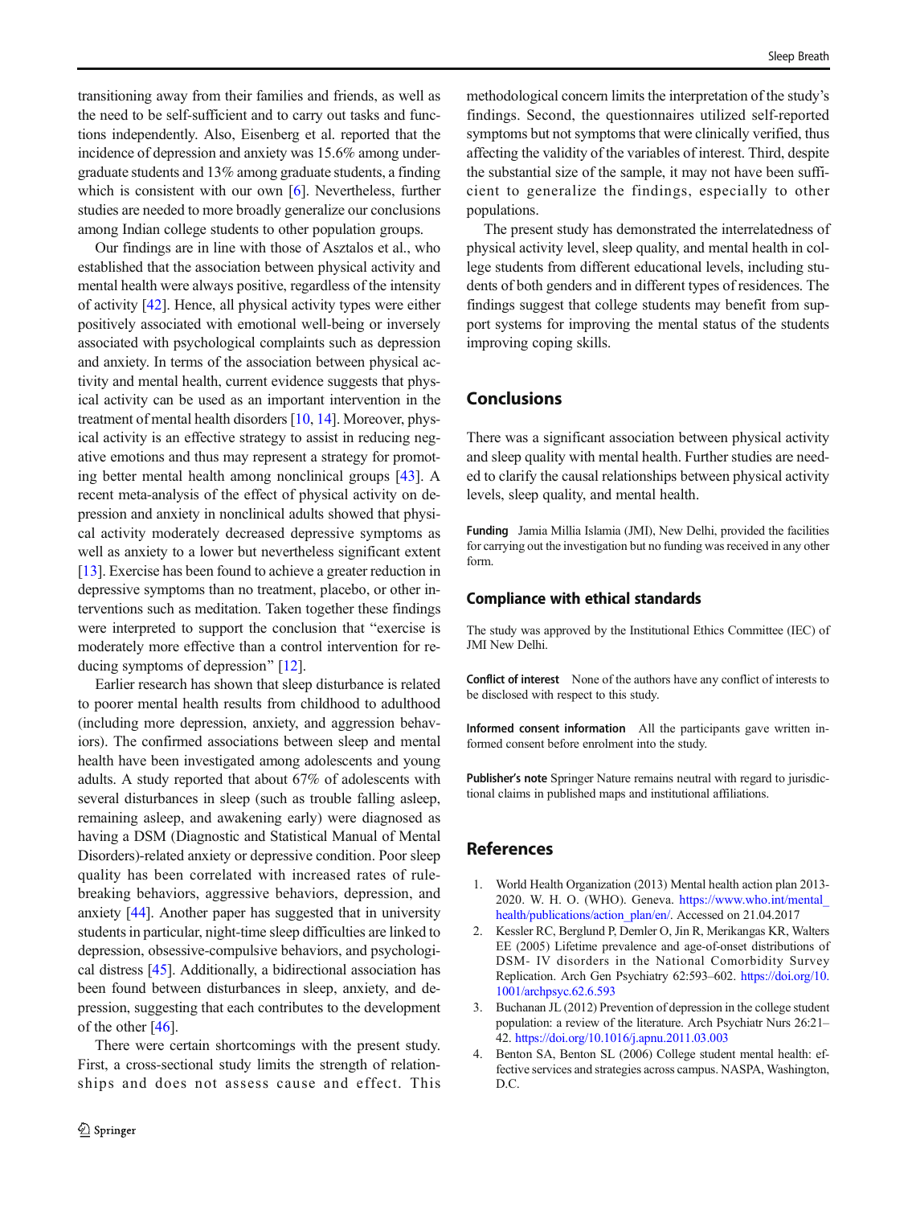transitioning away from their families and friends, as well as the need to be self-sufficient and to carry out tasks and functions independently. Also, Eisenberg et al. reported that the incidence of depression and anxiety was 15.6% among undergraduate students and 13% among graduate students, a finding which is consistent with our own [6]. Nevertheless, further studies are needed to more broadly generalize our conclusions among Indian college students to other population groups.

Our findings are in line with those of Asztalos et al., who established that the association between physical activity and mental health were always positive, regardless of the intensity of activity [42]. Hence, all physical activity types were either positively associated with emotional well-being or inversely associated with psychological complaints such as depression and anxiety. In terms of the association between physical activity and mental health, current evidence suggests that physical activity can be used as an important intervention in the treatment of mental health disorders [10, 14]. Moreover, physical activity is an effective strategy to assist in reducing negative emotions and thus may represent a strategy for promoting better mental health among nonclinical groups [43]. A recent meta-analysis of the effect of physical activity on depression and anxiety in nonclinical adults showed that physical activity moderately decreased depressive symptoms as well as anxiety to a lower but nevertheless significant extent [13]. Exercise has been found to achieve a greater reduction in depressive symptoms than no treatment, placebo, or other interventions such as meditation. Taken together these findings were interpreted to support the conclusion that "exercise is moderately more effective than a control intervention for reducing symptoms of depression" [12].

Earlier research has shown that sleep disturbance is related to poorer mental health results from childhood to adulthood (including more depression, anxiety, and aggression behaviors). The confirmed associations between sleep and mental health have been investigated among adolescents and young adults. A study reported that about 67% of adolescents with several disturbances in sleep (such as trouble falling asleep, remaining asleep, and awakening early) were diagnosed as having a DSM (Diagnostic and Statistical Manual of Mental Disorders)-related anxiety or depressive condition. Poor sleep quality has been correlated with increased rates of rule-breaking behaviors, aggressive behaviors, depression, and anxiety [44]. Another paper has suggested that in university students in particular, night-time sleep difficulties are linked to depression, obsessive-compulsive behaviors, and psychological distress [45]. Additionally, a bidirectional association has been found between disturbances in sleep, anxiety, and depression, suggesting that each contributes to the development of the other [46].

There were certain shortcomings with the present study. First, a cross-sectional study limits the strength of relationships and does not assess cause and effect. This methodological concern limits the interpretation of the study's findings. Second, the questionnaires utilized self-reported symptoms but not symptoms that were clinically verified, thus affecting the validity of the variables of interest. Third, despite the substantial size of the sample, it may not have been sufficient to generalize the findings, especially to other populations.

The present study has demonstrated the interrelatedness of physical activity level, sleep quality, and mental health in college students from different educational levels, including students of both genders and in different types of residences. The findings suggest that college students may benefit from support systems for improving the mental status of the students improving coping skills.

## Conclusions

There was a significant association between physical activity and sleep quality with mental health. Further studies are needed to clarify the causal relationships between physical activity levels, sleep quality, and mental health.

**Funding** Jamia Millia Islamia (JMI), New Delhi, provided the facilities for carrying out the investigation but no funding was received in any other form.

### Compliance with ethical standards

The study was approved by the Institutional Ethics Committee (IEC) of JMI New Delhi.

**Conflict of interest** None of the authors have any conflict of interests to be disclosed with respect to this study.

**Informed consent information** All the participants gave written informed consent before enrolment into the study.

**Publisher's note** Springer Nature remains neutral with regard to jurisdictional claims in published maps and institutional affiliations.

## References

1. World Health Organization (2013) Mental health action plan 2013-2020. W. H. O. (WHO). Geneva. https://www.who.int/mental_health/publications/action_plan/en/. Accessed on 21.04.2017
2. Kessler RC, Berglund P, Demler O, Jin R, Merikangas KR, Walters EE (2005) Lifetime prevalence and age-of-onset distributions of DSM- IV disorders in the National Comorbidity Survey Replication. Arch Gen Psychiatry 62:593–602. https://doi.org/10.1001/archpsyc.62.6.593
3. Buchanan JL (2012) Prevention of depression in the college student population: a review of the literature. Arch Psychiatr Nurs 26:21–42. https://doi.org/10.1016/j.apnu.2011.03.003
4. Benton SA, Benton SL (2006) College student mental health: effective services and strategies across campus. NASPA, Washington, D.C.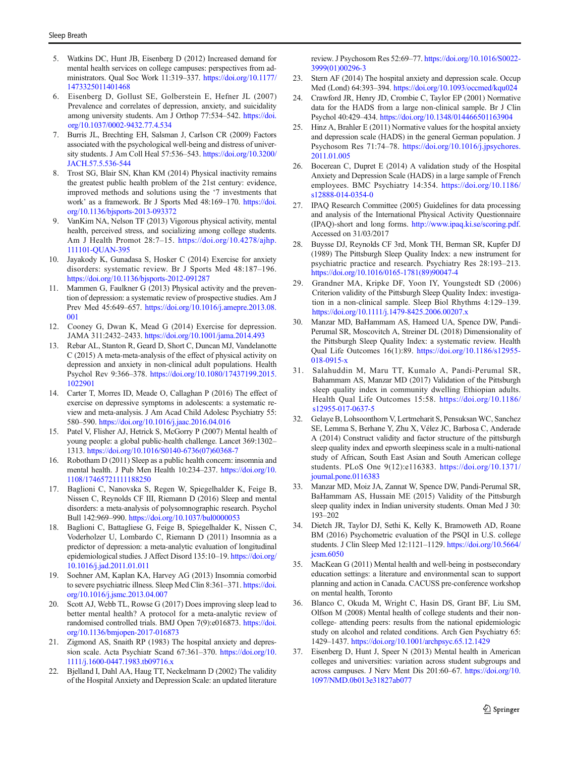5. Watkins DC, Hunt JB, Eisenberg D (2012) Increased demand for mental health services on college campuses: perspectives from administrators. Qual Soc Work 11:319–337. https://doi.org/10.1177/1473325011401468
6. Eisenberg D, Gollust SE, Golberstein E, Hefner JL (2007) Prevalence and correlates of depression, anxiety, and suicidality among university students. Am J Orthop 77:534–542. https://doi.org/10.1037/0002-9432.77.4.534
7. Burris JL, Brechting EH, Salsman J, Carlson CR (2009) Factors associated with the psychological well-being and distress of university students. J Am Coll Heal 57:536–543. https://doi.org/10.3200/JACH.57.5.536-544
8. Trost SG, Blair SN, Khan KM (2014) Physical inactivity remains the greatest public health problem of the 21st century: evidence, improved methods and solutions using the '7 investments that work' as a framework. Br J Sports Med 48:169–170. https://doi.org/10.1136/bjsports-2013-093372
9. VanKim NA, Nelson TF (2013) Vigorous physical activity, mental health, perceived stress, and socializing among college students. Am J Health Promot 28:7–15. https://doi.org/10.4278/ajhp.111101-QUAN-395
10. Jayakody K, Gunadasa S, Hosker C (2014) Exercise for anxiety disorders: systematic review. Br J Sports Med 48:187–196. https://doi.org/10.1136/bjsports-2012-091287
11. Mammen G, Faulkner G (2013) Physical activity and the prevention of depression: a systematic review of prospective studies. Am J Prev Med 45:649–657. https://doi.org/10.1016/j.amepre.2013.08.001
12. Cooney G, Dwan K, Mead G (2014) Exercise for depression. JAMA 311:2432–2433. https://doi.org/10.1001/jama.2014.493
13. Rebar AL, Stanton R, Geard D, Short C, Duncan MJ, Vandelanotte C (2015) A meta-meta-analysis of the effect of physical activity on depression and anxiety in non-clinical adult populations. Health Psychol Rev 9:366–378. https://doi.org/10.1080/17437199.2015.1022901
14. Carter T, Morres ID, Meade O, Callaghan P (2016) The effect of exercise on depressive symptoms in adolescents: a systematic review and meta-analysis. J Am Acad Child Adolesc Psychiatry 55:580–590. https://doi.org/10.1016/j.jaac.2016.04.016
15. Patel V, Flisher AJ, Hetrick S, McGorry P (2007) Mental health of young people: a global public-health challenge. Lancet 369:1302–1313. https://doi.org/10.1016/S0140-6736(07)60368-7
16. Robotham D (2011) Sleep as a public health concern: insomnia and mental health. J Pub Men Health 10:234–237. https://doi.org/10.1108/17465721111188250
17. Baglioni C, Nanovska S, Regen W, Spiegelhalder K, Feige B, Nissen C, Reynolds CF III, Riemann D (2016) Sleep and mental disorders: a meta-analysis of polysomnographic research. Psychol Bull 142:969–990. https://doi.org/10.1037/bul0000053
18. Baglioni C, Battagliese G, Feige B, Spiegelhalder K, Nissen C, Voderholzer U, Lombardo C, Riemann D (2011) Insomnia as a predictor of depression: a meta-analytic evaluation of longitudinal epidemiological studies. J Affect Disord 135:10–19. https://doi.org/10.1016/j.jad.2011.01.011
19. Soehner AM, Kaplan KA, Harvey AG (2013) Insomnia comorbid to severe psychiatric illness. Sleep Med Clin 8:361–371. https://doi.org/10.1016/j.jsmc.2013.04.007
20. Scott AJ, Webb TL, Rowse G (2017) Does improving sleep lead to better mental health? A protocol for a meta-analytic review of randomised controlled trials. BMJ Open 7(9):e016873. https://doi.org/10.1136/bmjopen-2017-016873
21. Zigmond AS, Snaith RP (1983) The hospital anxiety and depression scale. Acta Psychiatr Scand 67:361–370. https://doi.org/10.1111/j.1600-0447.1983.tb09716.x
22. Bjelland I, Dahl AA, Haug TT, Neckelmann D (2002) The validity of the Hospital Anxiety and Depression Scale: an updated literature review. J Psychosom Res 52:69–77. https://doi.org/10.1016/S0022-3999(01)00296-3
23. Stern AF (2014) The hospital anxiety and depression scale. Occup Med (Lond) 64:393–394. https://doi.org/10.1093/occmed/kqu024
24. Crawford JR, Henry JD, Crombie C, Taylor EP (2001) Normative data for the HADS from a large non-clinical sample. Br J Clin Psychol 40:429–434. https://doi.org/10.1348/014466501163904
25. Hinz A, Brahler E (2011) Normative values for the hospital anxiety and depression scale (HADS) in the general German population. J Psychosom Res 71:74–78. https://doi.org/10.1016/j.jpsychores.2011.01.005
26. Bocerean C, Dupret E (2014) A validation study of the Hospital Anxiety and Depression Scale (HADS) in a large sample of French employees. BMC Psychiatry 14:354. https://doi.org/10.1186/s12888-014-0354-0
27. IPAQ Research Committee (2005) Guidelines for data processing and analysis of the International Physical Activity Questionnaire (IPAQ)-short and long forms. http://www.ipaq.ki.se/scoring.pdf. Accessed on 31/03/2017
28. Buysse DJ, Reynolds CF 3rd, Monk TH, Berman SR, Kupfer DJ (1989) The Pittsburgh Sleep Quality Index: a new instrument for psychiatric practice and research. Psychiatry Res 28:193–213. https://doi.org/10.1016/0165-1781(89)90047-4
29. Grandner MA, Kripke DF, Yoon IY, Youngstedt SD (2006) Criterion validity of the Pittsburgh Sleep Quality Index: investigation in a non-clinical sample. Sleep Biol Rhythms 4:129–139. https://doi.org/10.1111/j.1479-8425.2006.00207.x
30. Manzar MD, BaHammam AS, Hameed UA, Spence DW, Pandi-Perumal SR, Moscovitch A, Streiner DL (2018) Dimensionality of the Pittsburgh Sleep Quality Index: a systematic review. Health Qual Life Outcomes 16(1):89. https://doi.org/10.1186/s12955-018-0915-x
31. Salahuddin M, Maru TT, Kumalo A, Pandi-Perumal SR, Bahammam AS, Manzar MD (2017) Validation of the Pittsburgh sleep quality index in community dwelling Ethiopian adults. Health Qual Life Outcomes 15:58. https://doi.org/10.1186/s12955-017-0637-5
32. Gelaye B, Lohsoonthorn V, Lertmeharit S, Pensuksan WC, Sanchez SE, Lemma S, Berhane Y, Zhu X, Vélez JC, Barbosa C, Anderade A (2014) Construct validity and factor structure of the pittsburgh sleep quality index and epworth sleepiness scale in a multi-national study of African, South East Asian and South American college students. PLoS One 9(12):e116383. https://doi.org/10.1371/journal.pone.0116383
33. Manzar MD, Moiz JA, Zannat W, Spence DW, Pandi-Perumal SR, BaHammam AS, Hussain ME (2015) Validity of the Pittsburgh sleep quality index in Indian university students. Oman Med J 30:193–202
34. Dietch JR, Taylor DJ, Sethi K, Kelly K, Bramoweth AD, Roane BM (2016) Psychometric evaluation of the PSQI in U.S. college students. J Clin Sleep Med 12:1121–1129. https://doi.org/10.5664/jcsm.6050
35. MacKean G (2011) Mental health and well-being in postsecondary education settings: a literature and environmental scan to support planning and action in Canada. CACUSS pre-conference workshop on mental health, Toronto
36. Blanco C, Okuda M, Wright C, Hasin DS, Grant BF, Liu SM, Olfson M (2008) Mental health of college students and their non-college- attending peers: results from the national epidemiologic study on alcohol and related conditions. Arch Gen Psychiatry 65:1429–1437. https://doi.org/10.1001/archpsyc.65.12.1429
37. Eisenberg D, Hunt J, Speer N (2013) Mental health in American colleges and universities: variation across student subgroups and across campuses. J Nerv Ment Dis 201:60–67. https://doi.org/10.1097/NMD.0b013e31827ab077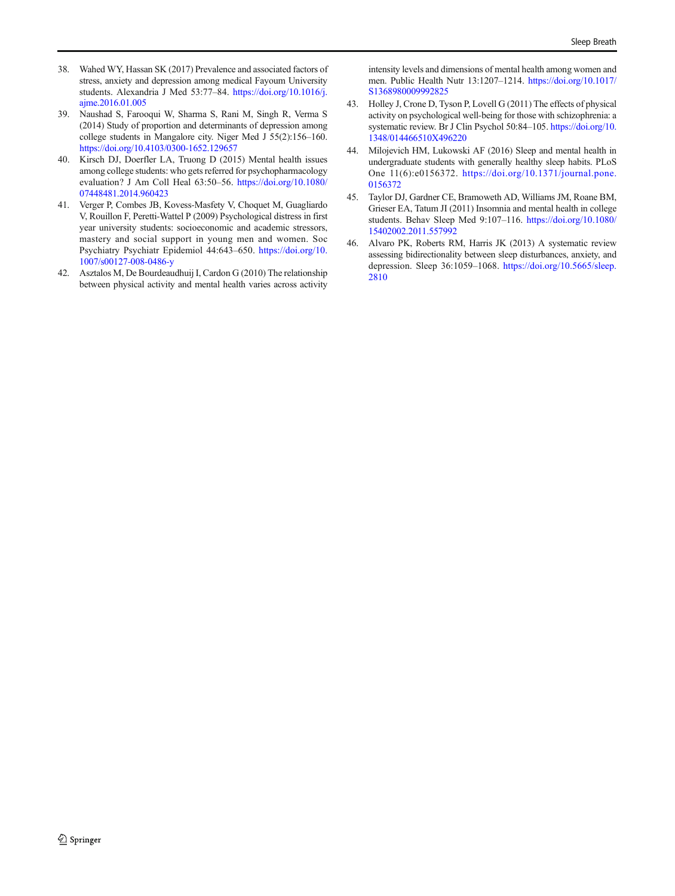38. Wahed WY, Hassan SK (2017) Prevalence and associated factors of stress, anxiety and depression among medical Fayoum University students. Alexandria J Med 53:77–84. https://doi.org/10.1016/j.ajme.2016.01.005
39. Naushad S, Farooqui W, Sharma S, Rani M, Singh R, Verma S (2014) Study of proportion and determinants of depression among college students in Mangalore city. Niger Med J 55(2):156–160. https://doi.org/10.4103/0300-1652.129657
40. Kirsch DJ, Doerfler LA, Truong D (2015) Mental health issues among college students: who gets referred for psychopharmacology evaluation? J Am Coll Heal 63:50–56. https://doi.org/10.1080/07448481.2014.960423
41. Verger P, Combes JB, Kovess-Masfety V, Choquet M, Guagliardo V, Rouillon F, Peretti-Wattel P (2009) Psychological distress in first year university students: socioeconomic and academic stressors, mastery and social support in young men and women. Soc Psychiatry Psychiatr Epidemiol 44:643–650. https://doi.org/10.1007/s00127-008-0486-y
42. Asztalos M, De Bourdeaudhuij I, Cardon G (2010) The relationship between physical activity and mental health varies across activity intensity levels and dimensions of mental health among women and men. Public Health Nutr 13:1207–1214. https://doi.org/10.1017/S1368980009992825
43. Holley J, Crone D, Tyson P, Lovell G (2011) The effects of physical activity on psychological well-being for those with schizophrenia: a systematic review. Br J Clin Psychol 50:84–105. https://doi.org/10.1348/014466510X496220
44. Milojevich HM, Lukowski AF (2016) Sleep and mental health in undergraduate students with generally healthy sleep habits. PLoS One 11(6):e0156372. https://doi.org/10.1371/journal.pone.0156372
45. Taylor DJ, Gardner CE, Bramoweth AD, Williams JM, Roane BM, Grieser EA, Tatum JI (2011) Insomnia and mental health in college students. Behav Sleep Med 9:107–116. https://doi.org/10.1080/15402002.2011.557992
46. Alvaro PK, Roberts RM, Harris JK (2013) A systematic review assessing bidirectionality between sleep disturbances, anxiety, and depression. Sleep 36:1059–1068. https://doi.org/10.5665/sleep.2810